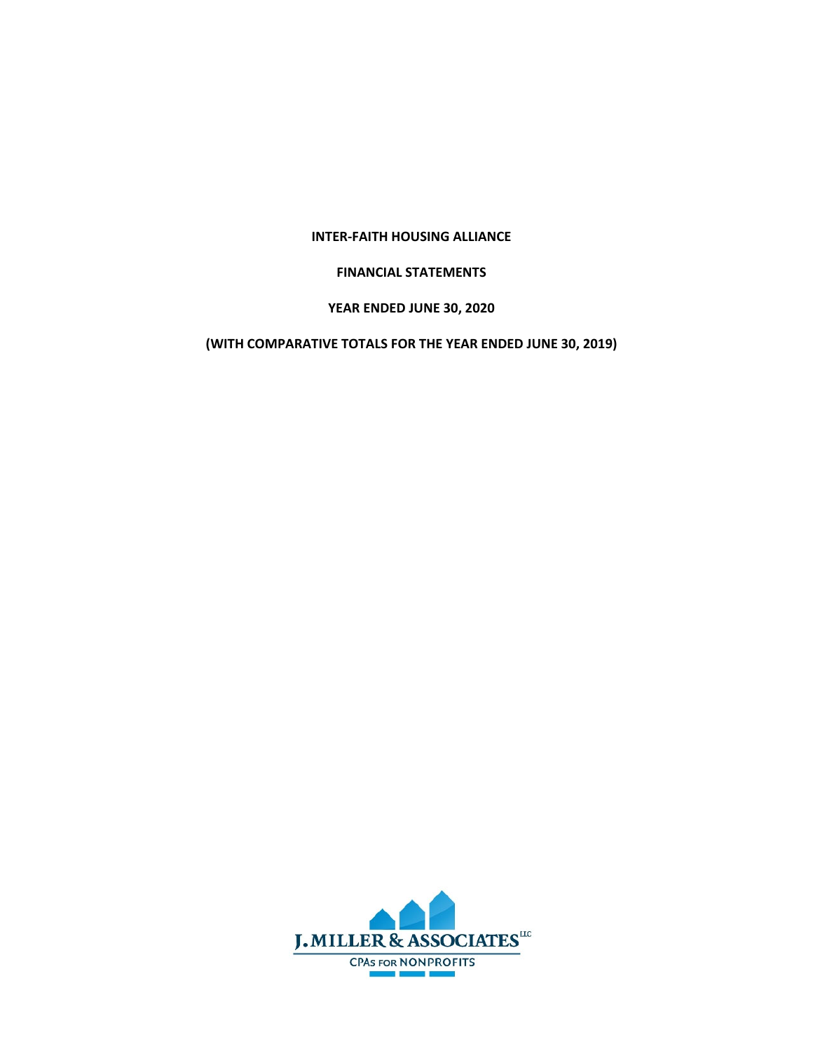# INTER-FAITH HOUSING ALLIANCE

## FINANCIAL STATEMENTS

## YEAR ENDED JUNE 30, 2020

## (WITH COMPARATIVE TOTALS FOR THE YEAR ENDED JUNE 30, 2019)

J. MILLER & ASSOCIATES LLC

CPAs FOR NONPROFITS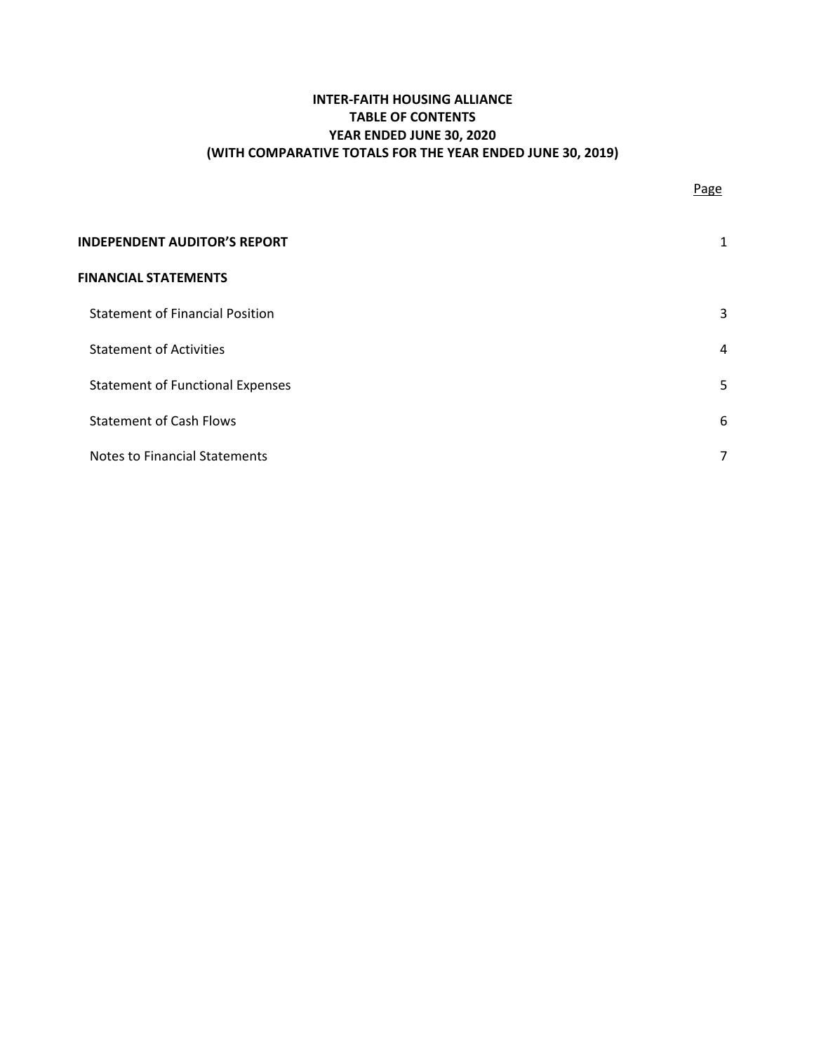# INTER-FAITH HOUSING ALLIANCE
## TABLE OF CONTENTS
## YEAR ENDED JUNE 30, 2020
## (WITH COMPARATIVE TOTALS FOR THE YEAR ENDED JUNE 30, 2019)

| | Page |
|---|---|
| **INDEPENDENT AUDITOR'S REPORT** | 1 |
| **FINANCIAL STATEMENTS** | |
| Statement of Financial Position | 3 |
| Statement of Activities | 4 |
| Statement of Functional Expenses | 5 |
| Statement of Cash Flows | 6 |
| Notes to Financial Statements | 7 |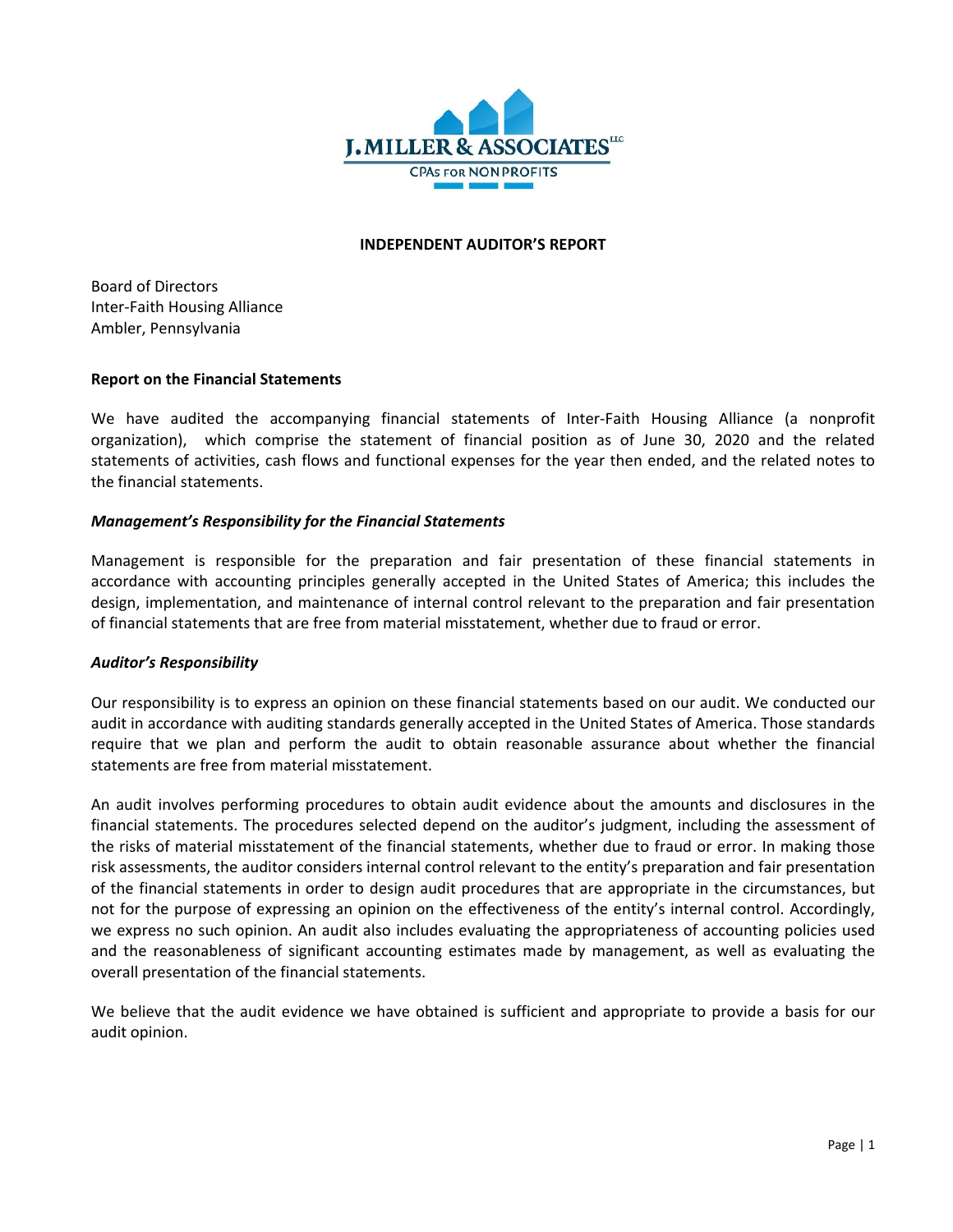J. MILLER & ASSOCIATES LLC

CPAs FOR NONPROFITS

## INDEPENDENT AUDITOR'S REPORT

Board of Directors
Inter-Faith Housing Alliance
Ambler, Pennsylvania

### Report on the Financial Statements

We have audited the accompanying financial statements of Inter-Faith Housing Alliance (a nonprofit organization), which comprise the statement of financial position as of June 30, 2020 and the related statements of activities, cash flows and functional expenses for the year then ended, and the related notes to the financial statements.

***Management's Responsibility for the Financial Statements***

Management is responsible for the preparation and fair presentation of these financial statements in accordance with accounting principles generally accepted in the United States of America; this includes the design, implementation, and maintenance of internal control relevant to the preparation and fair presentation of financial statements that are free from material misstatement, whether due to fraud or error.

***Auditor's Responsibility***

Our responsibility is to express an opinion on these financial statements based on our audit. We conducted our audit in accordance with auditing standards generally accepted in the United States of America. Those standards require that we plan and perform the audit to obtain reasonable assurance about whether the financial statements are free from material misstatement.

An audit involves performing procedures to obtain audit evidence about the amounts and disclosures in the financial statements. The procedures selected depend on the auditor's judgment, including the assessment of the risks of material misstatement of the financial statements, whether due to fraud or error. In making those risk assessments, the auditor considers internal control relevant to the entity's preparation and fair presentation of the financial statements in order to design audit procedures that are appropriate in the circumstances, but not for the purpose of expressing an opinion on the effectiveness of the entity's internal control. Accordingly, we express no such opinion. An audit also includes evaluating the appropriateness of accounting policies used and the reasonableness of significant accounting estimates made by management, as well as evaluating the overall presentation of the financial statements.

We believe that the audit evidence we have obtained is sufficient and appropriate to provide a basis for our audit opinion.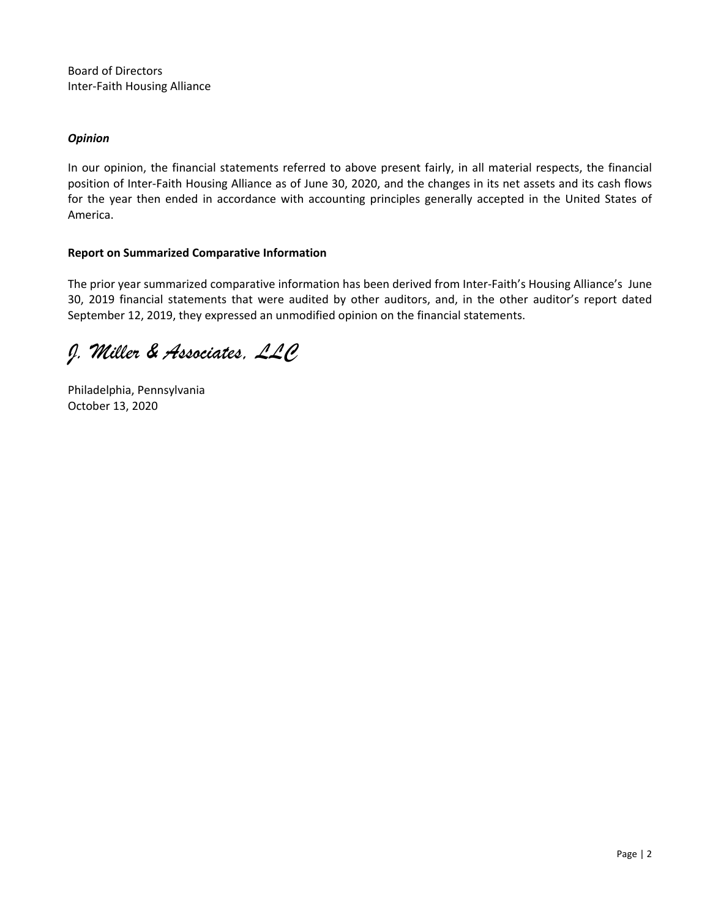Board of Directors
Inter-Faith Housing Alliance

***Opinion***

In our opinion, the financial statements referred to above present fairly, in all material respects, the financial position of Inter-Faith Housing Alliance as of June 30, 2020, and the changes in its net assets and its cash flows for the year then ended in accordance with accounting principles generally accepted in the United States of America.

**Report on Summarized Comparative Information**

The prior year summarized comparative information has been derived from Inter-Faith's Housing Alliance's June 30, 2019 financial statements that were audited by other auditors, and, in the other auditor's report dated September 12, 2019, they expressed an unmodified opinion on the financial statements.

*J. Miller & Associates, LLC*

Philadelphia, Pennsylvania
October 13, 2020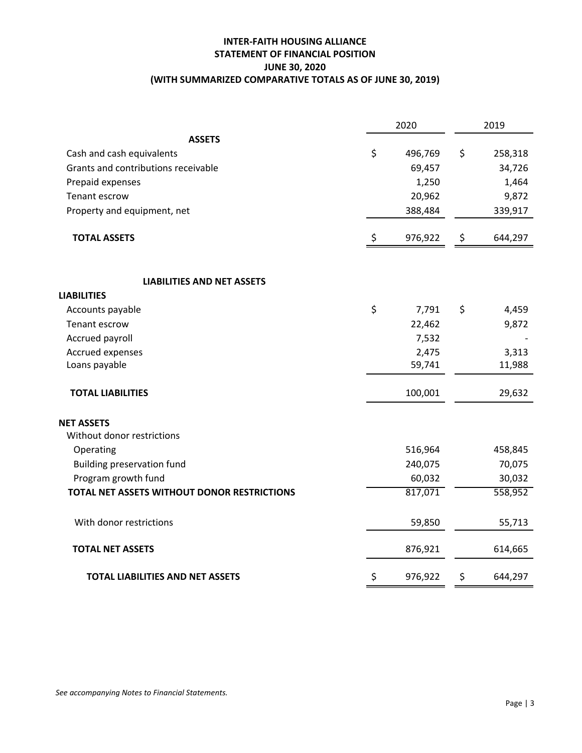**INTER-FAITH HOUSING ALLIANCE**
**STATEMENT OF FINANCIAL POSITION**
**JUNE 30, 2020**
**(WITH SUMMARIZED COMPARATIVE TOTALS AS OF JUNE 30, 2019)**

| | 2020 | 2019 |
|---|---|---|
| **ASSETS** | | |
| Cash and cash equivalents | $ 496,769 | $ 258,318 |
| Grants and contributions receivable | 69,457 | 34,726 |
| Prepaid expenses | 1,250 | 1,464 |
| Tenant escrow | 20,962 | 9,872 |
| Property and equipment, net | 388,484 | 339,917 |
| **TOTAL ASSETS** | $ 976,922 | $ 644,297 |
| | | |
| **LIABILITIES AND NET ASSETS** | | |
| **LIABILITIES** | | |
| Accounts payable | $ 7,791 | $ 4,459 |
| Tenant escrow | 22,462 | 9,872 |
| Accrued payroll | 7,532 | - |
| Accrued expenses | 2,475 | 3,313 |
| Loans payable | 59,741 | 11,988 |
| **TOTAL LIABILITIES** | 100,001 | 29,632 |
| | | |
| **NET ASSETS** | | |
| Without donor restrictions | | |
| Operating | 516,964 | 458,845 |
| Building preservation fund | 240,075 | 70,075 |
| Program growth fund | 60,032 | 30,032 |
| **TOTAL NET ASSETS WITHOUT DONOR RESTRICTIONS** | 817,071 | 558,952 |
| | | |
| With donor restrictions | 59,850 | 55,713 |
| | | |
| **TOTAL NET ASSETS** | 876,921 | 614,665 |
| | | |
| **TOTAL LIABILITIES AND NET ASSETS** | $ 976,922 | $ 644,297 |

*See accompanying Notes to Financial Statements.*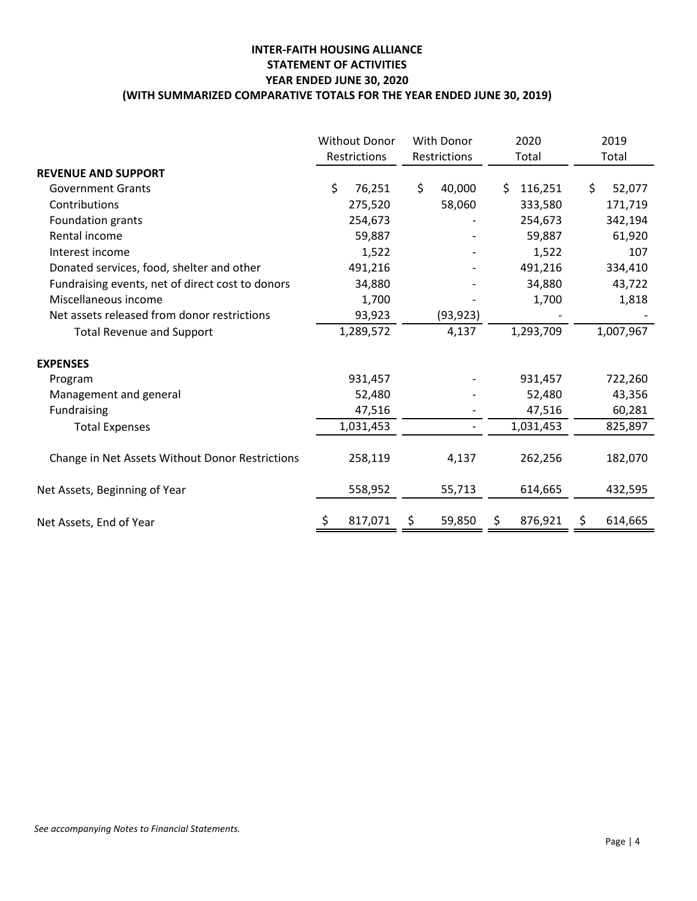**INTER-FAITH HOUSING ALLIANCE**
**STATEMENT OF ACTIVITIES**
**YEAR ENDED JUNE 30, 2020**
**(WITH SUMMARIZED COMPARATIVE TOTALS FOR THE YEAR ENDED JUNE 30, 2019)**

| | Without Donor Restrictions | With Donor Restrictions | 2020 Total | 2019 Total |
|---|---|---|---|---|
| **REVENUE AND SUPPORT** | | | | |
| Government Grants | $ 76,251 | $ 40,000 | $ 116,251 | $ 52,077 |
| Contributions | 275,520 | 58,060 | 333,580 | 171,719 |
| Foundation grants | 254,673 | - | 254,673 | 342,194 |
| Rental income | 59,887 | - | 59,887 | 61,920 |
| Interest income | 1,522 | - | 1,522 | 107 |
| Donated services, food, shelter and other | 491,216 | - | 491,216 | 334,410 |
| Fundraising events, net of direct cost to donors | 34,880 | - | 34,880 | 43,722 |
| Miscellaneous income | 1,700 | - | 1,700 | 1,818 |
| Net assets released from donor restrictions | 93,923 | (93,923) | - | - |
| Total Revenue and Support | 1,289,572 | 4,137 | 1,293,709 | 1,007,967 |
| **EXPENSES** | | | | |
| Program | 931,457 | - | 931,457 | 722,260 |
| Management and general | 52,480 | - | 52,480 | 43,356 |
| Fundraising | 47,516 | - | 47,516 | 60,281 |
| Total Expenses | 1,031,453 | - | 1,031,453 | 825,897 |
| Change in Net Assets Without Donor Restrictions | 258,119 | 4,137 | 262,256 | 182,070 |
| Net Assets, Beginning of Year | 558,952 | 55,713 | 614,665 | 432,595 |
| Net Assets, End of Year | $ 817,071 | $ 59,850 | $ 876,921 | $ 614,665 |

*See accompanying Notes to Financial Statements.*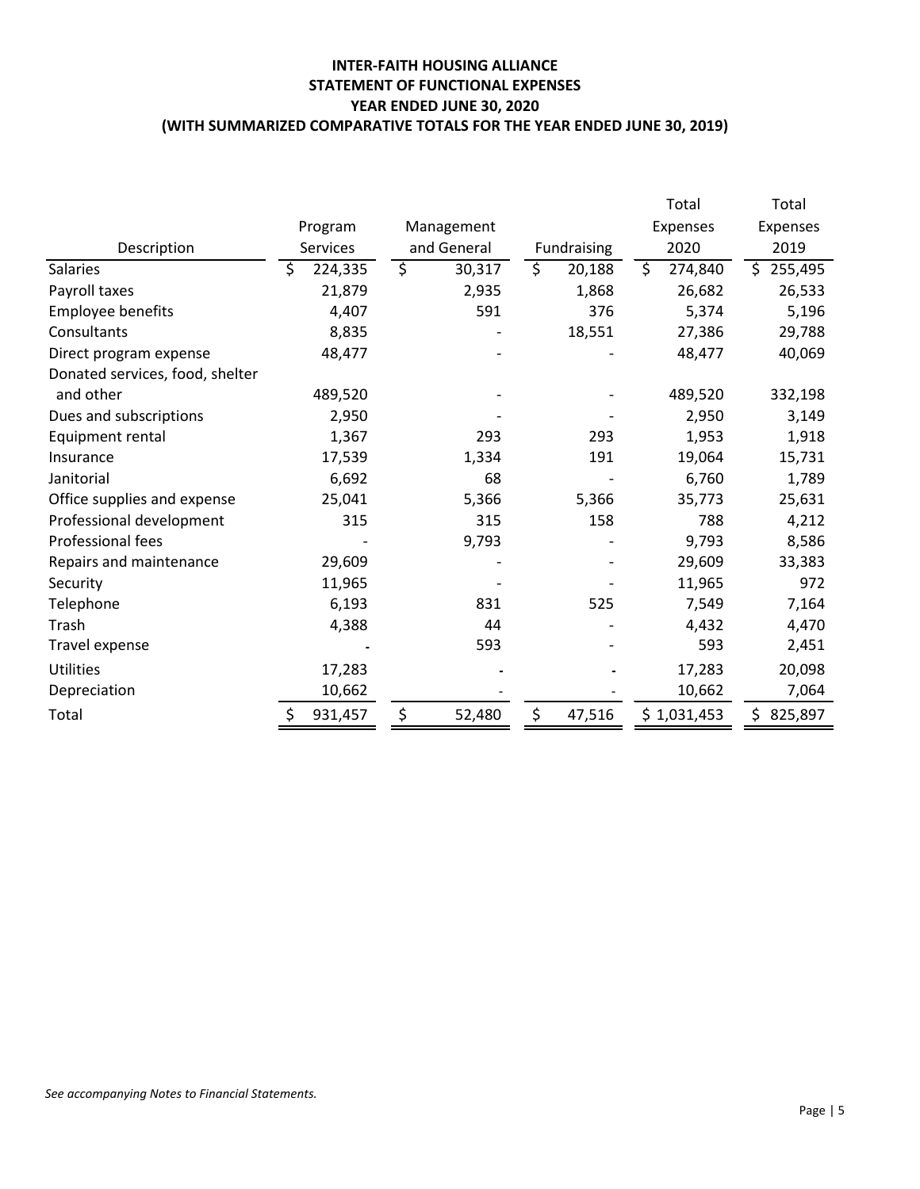**INTER-FAITH HOUSING ALLIANCE**
**STATEMENT OF FUNCTIONAL EXPENSES**
**YEAR ENDED JUNE 30, 2020**
**(WITH SUMMARIZED COMPARATIVE TOTALS FOR THE YEAR ENDED JUNE 30, 2019)**

| Description | Program Services | Management and General | Fundraising | Total Expenses 2020 | Total Expenses 2019 |
|---|---|---|---|---|---|
| Salaries | $ 224,335 | $ 30,317 | $ 20,188 | $ 274,840 | $ 255,495 |
| Payroll taxes | 21,879 | 2,935 | 1,868 | 26,682 | 26,533 |
| Employee benefits | 4,407 | 591 | 376 | 5,374 | 5,196 |
| Consultants | 8,835 | - | 18,551 | 27,386 | 29,788 |
| Direct program expense | 48,477 | - | - | 48,477 | 40,069 |
| Donated services, food, shelter and other | 489,520 | - | - | 489,520 | 332,198 |
| Dues and subscriptions | 2,950 | - | - | 2,950 | 3,149 |
| Equipment rental | 1,367 | 293 | 293 | 1,953 | 1,918 |
| Insurance | 17,539 | 1,334 | 191 | 19,064 | 15,731 |
| Janitorial | 6,692 | 68 | - | 6,760 | 1,789 |
| Office supplies and expense | 25,041 | 5,366 | 5,366 | 35,773 | 25,631 |
| Professional development | 315 | 315 | 158 | 788 | 4,212 |
| Professional fees | - | 9,793 | - | 9,793 | 8,586 |
| Repairs and maintenance | 29,609 | - | - | 29,609 | 33,383 |
| Security | 11,965 | - | - | 11,965 | 972 |
| Telephone | 6,193 | 831 | 525 | 7,549 | 7,164 |
| Trash | 4,388 | 44 | - | 4,432 | 4,470 |
| Travel expense | - | 593 | - | 593 | 2,451 |
| Utilities | 17,283 | - | - | 17,283 | 20,098 |
| Depreciation | 10,662 | - | - | 10,662 | 7,064 |
| Total | $ 931,457 | $ 52,480 | $ 47,516 | $ 1,031,453 | $ 825,897 |

*See accompanying Notes to Financial Statements.*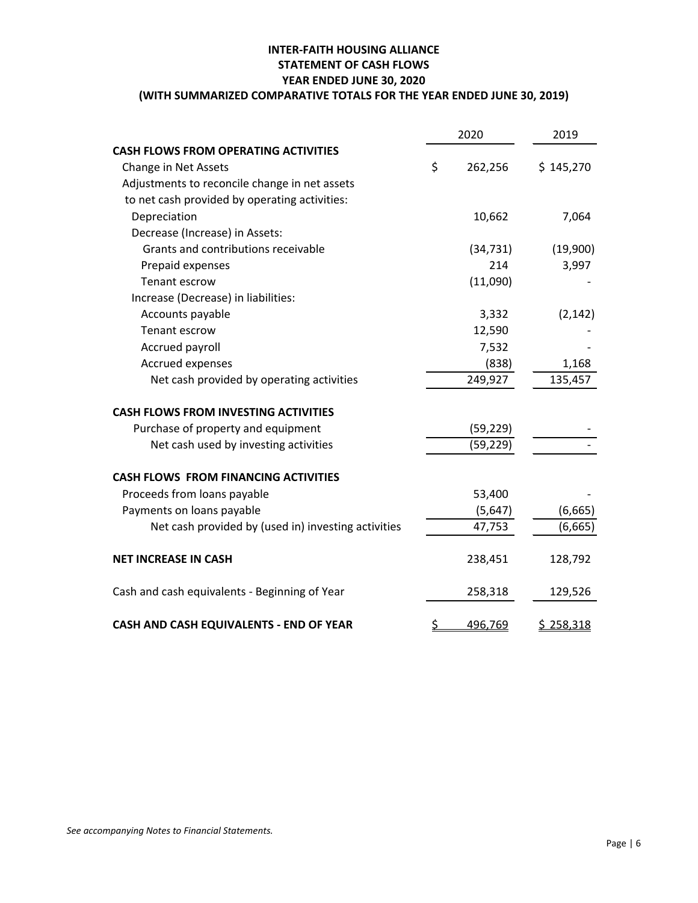# INTER-FAITH HOUSING ALLIANCE
## STATEMENT OF CASH FLOWS
## YEAR ENDED JUNE 30, 2020
## (WITH SUMMARIZED COMPARATIVE TOTALS FOR THE YEAR ENDED JUNE 30, 2019)

| | 2020 | 2019 |
|---|---|---|
| **CASH FLOWS FROM OPERATING ACTIVITIES** | | |
| Change in Net Assets | $ 262,256 | $ 145,270 |
| Adjustments to reconcile change in net assets to net cash provided by operating activities: | | |
| Depreciation | 10,662 | 7,064 |
| Decrease (Increase) in Assets: | | |
| Grants and contributions receivable | (34,731) | (19,900) |
| Prepaid expenses | 214 | 3,997 |
| Tenant escrow | (11,090) | - |
| Increase (Decrease) in liabilities: | | |
| Accounts payable | 3,332 | (2,142) |
| Tenant escrow | 12,590 | - |
| Accrued payroll | 7,532 | - |
| Accrued expenses | (838) | 1,168 |
| Net cash provided by operating activities | 249,927 | 135,457 |
| **CASH FLOWS FROM INVESTING ACTIVITIES** | | |
| Purchase of property and equipment | (59,229) | - |
| Net cash used by investing activities | (59,229) | - |
| **CASH FLOWS FROM FINANCING ACTIVITIES** | | |
| Proceeds from loans payable | 53,400 | - |
| Payments on loans payable | (5,647) | (6,665) |
| Net cash provided by (used in) investing activities | 47,753 | (6,665) |
| **NET INCREASE IN CASH** | 238,451 | 128,792 |
| Cash and cash equivalents - Beginning of Year | 258,318 | 129,526 |
| **CASH AND CASH EQUIVALENTS - END OF YEAR** | $ 496,769 | $ 258,318 |

*See accompanying Notes to Financial Statements.*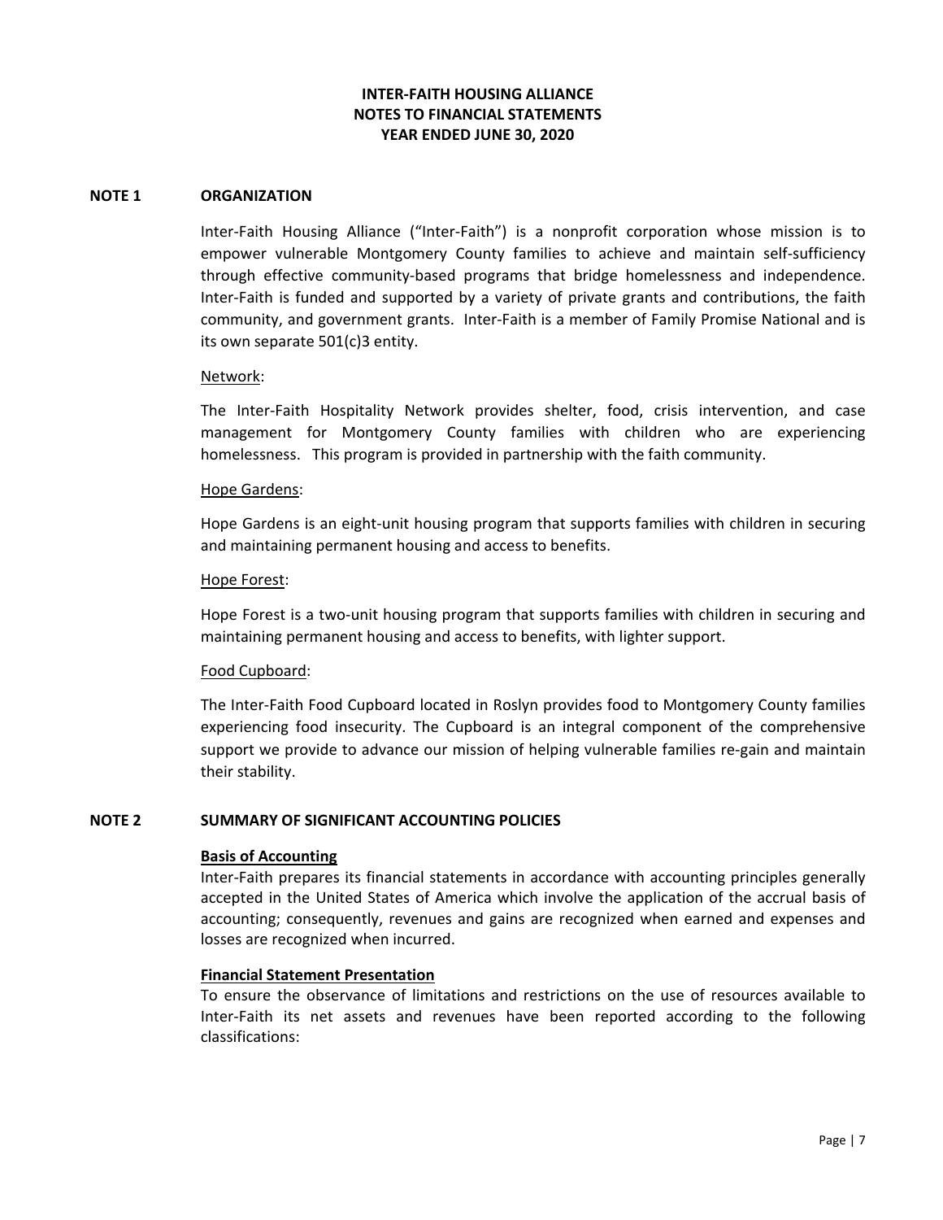# INTER-FAITH HOUSING ALLIANCE
## NOTES TO FINANCIAL STATEMENTS
## YEAR ENDED JUNE 30, 2020

## NOTE 1 ORGANIZATION

Inter-Faith Housing Alliance ("Inter-Faith") is a nonprofit corporation whose mission is to empower vulnerable Montgomery County families to achieve and maintain self-sufficiency through effective community-based programs that bridge homelessness and independence. Inter-Faith is funded and supported by a variety of private grants and contributions, the faith community, and government grants. Inter-Faith is a member of Family Promise National and is its own separate 501(c)3 entity.

Network:

The Inter-Faith Hospitality Network provides shelter, food, crisis intervention, and case management for Montgomery County families with children who are experiencing homelessness. This program is provided in partnership with the faith community.

Hope Gardens:

Hope Gardens is an eight-unit housing program that supports families with children in securing and maintaining permanent housing and access to benefits.

Hope Forest:

Hope Forest is a two-unit housing program that supports families with children in securing and maintaining permanent housing and access to benefits, with lighter support.

Food Cupboard:

The Inter-Faith Food Cupboard located in Roslyn provides food to Montgomery County families experiencing food insecurity. The Cupboard is an integral component of the comprehensive support we provide to advance our mission of helping vulnerable families re-gain and maintain their stability.

## NOTE 2 SUMMARY OF SIGNIFICANT ACCOUNTING POLICIES

**Basis of Accounting**

Inter-Faith prepares its financial statements in accordance with accounting principles generally accepted in the United States of America which involve the application of the accrual basis of accounting; consequently, revenues and gains are recognized when earned and expenses and losses are recognized when incurred.

**Financial Statement Presentation**

To ensure the observance of limitations and restrictions on the use of resources available to Inter-Faith its net assets and revenues have been reported according to the following classifications: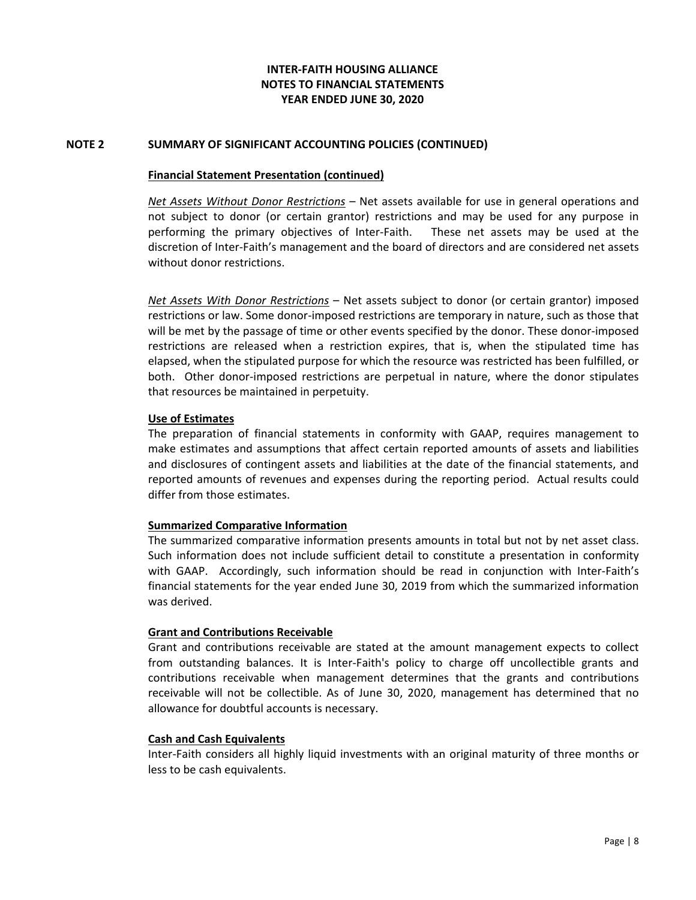**INTER-FAITH HOUSING ALLIANCE**
**NOTES TO FINANCIAL STATEMENTS**
**YEAR ENDED JUNE 30, 2020**

## NOTE 2 SUMMARY OF SIGNIFICANT ACCOUNTING POLICIES (CONTINUED)

### Financial Statement Presentation (continued)

*Net Assets Without Donor Restrictions* – Net assets available for use in general operations and not subject to donor (or certain grantor) restrictions and may be used for any purpose in performing the primary objectives of Inter-Faith. These net assets may be used at the discretion of Inter-Faith's management and the board of directors and are considered net assets without donor restrictions.

*Net Assets With Donor Restrictions* – Net assets subject to donor (or certain grantor) imposed restrictions or law. Some donor-imposed restrictions are temporary in nature, such as those that will be met by the passage of time or other events specified by the donor. These donor-imposed restrictions are released when a restriction expires, that is, when the stipulated time has elapsed, when the stipulated purpose for which the resource was restricted has been fulfilled, or both. Other donor-imposed restrictions are perpetual in nature, where the donor stipulates that resources be maintained in perpetuity.

### Use of Estimates

The preparation of financial statements in conformity with GAAP, requires management to make estimates and assumptions that affect certain reported amounts of assets and liabilities and disclosures of contingent assets and liabilities at the date of the financial statements, and reported amounts of revenues and expenses during the reporting period. Actual results could differ from those estimates.

### Summarized Comparative Information

The summarized comparative information presents amounts in total but not by net asset class. Such information does not include sufficient detail to constitute a presentation in conformity with GAAP. Accordingly, such information should be read in conjunction with Inter-Faith's financial statements for the year ended June 30, 2019 from which the summarized information was derived.

### Grant and Contributions Receivable

Grant and contributions receivable are stated at the amount management expects to collect from outstanding balances. It is Inter-Faith's policy to charge off uncollectible grants and contributions receivable when management determines that the grants and contributions receivable will not be collectible. As of June 30, 2020, management has determined that no allowance for doubtful accounts is necessary.

### Cash and Cash Equivalents

Inter-Faith considers all highly liquid investments with an original maturity of three months or less to be cash equivalents.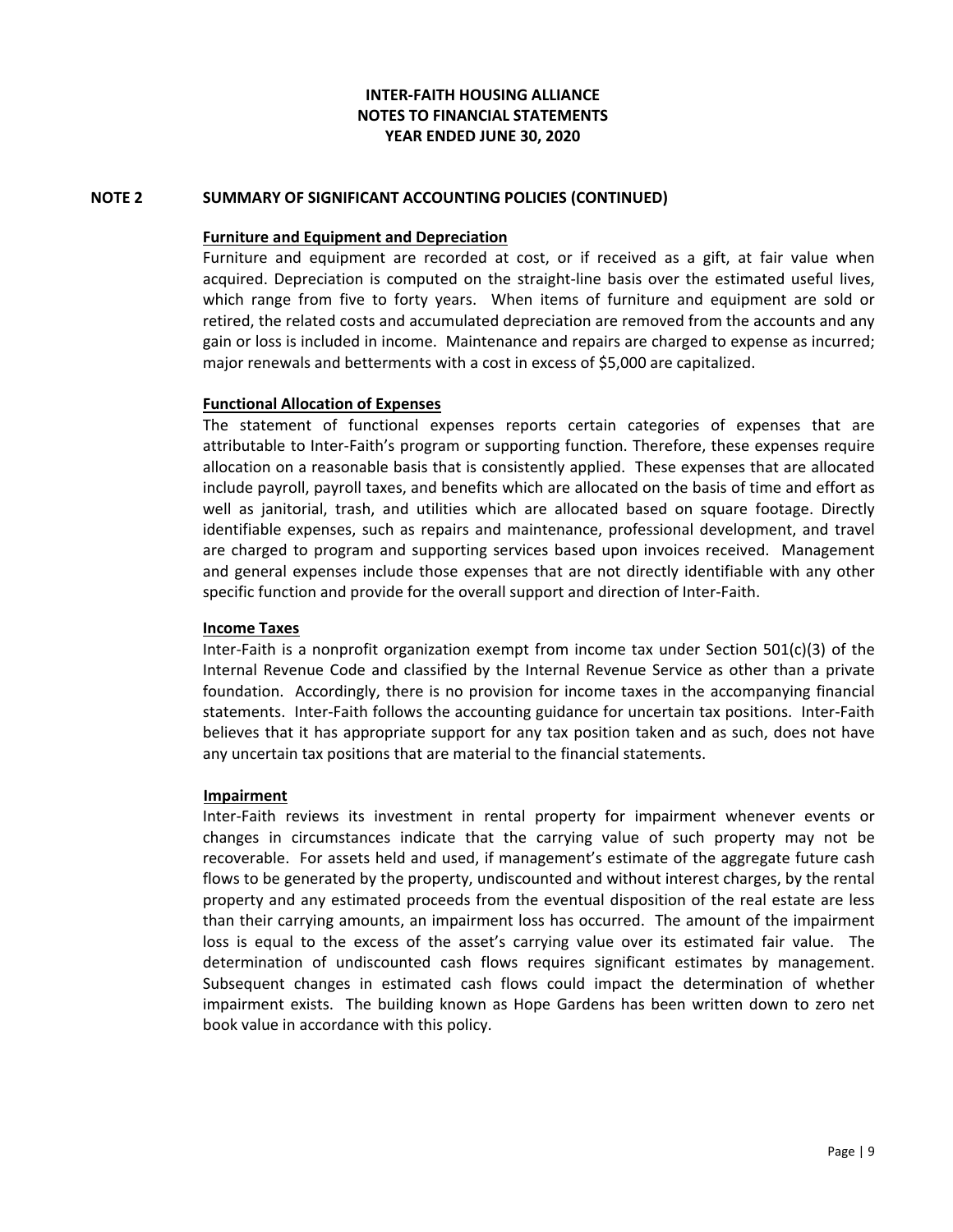**INTER-FAITH HOUSING ALLIANCE**
**NOTES TO FINANCIAL STATEMENTS**
**YEAR ENDED JUNE 30, 2020**

## NOTE 2 SUMMARY OF SIGNIFICANT ACCOUNTING POLICIES (CONTINUED)

### Furniture and Equipment and Depreciation

Furniture and equipment are recorded at cost, or if received as a gift, at fair value when acquired. Depreciation is computed on the straight-line basis over the estimated useful lives, which range from five to forty years. When items of furniture and equipment are sold or retired, the related costs and accumulated depreciation are removed from the accounts and any gain or loss is included in income. Maintenance and repairs are charged to expense as incurred; major renewals and betterments with a cost in excess of $5,000 are capitalized.

### Functional Allocation of Expenses

The statement of functional expenses reports certain categories of expenses that are attributable to Inter-Faith's program or supporting function. Therefore, these expenses require allocation on a reasonable basis that is consistently applied. These expenses that are allocated include payroll, payroll taxes, and benefits which are allocated on the basis of time and effort as well as janitorial, trash, and utilities which are allocated based on square footage. Directly identifiable expenses, such as repairs and maintenance, professional development, and travel are charged to program and supporting services based upon invoices received. Management and general expenses include those expenses that are not directly identifiable with any other specific function and provide for the overall support and direction of Inter-Faith.

### Income Taxes

Inter-Faith is a nonprofit organization exempt from income tax under Section 501(c)(3) of the Internal Revenue Code and classified by the Internal Revenue Service as other than a private foundation. Accordingly, there is no provision for income taxes in the accompanying financial statements. Inter-Faith follows the accounting guidance for uncertain tax positions. Inter-Faith believes that it has appropriate support for any tax position taken and as such, does not have any uncertain tax positions that are material to the financial statements.

### Impairment

Inter-Faith reviews its investment in rental property for impairment whenever events or changes in circumstances indicate that the carrying value of such property may not be recoverable. For assets held and used, if management's estimate of the aggregate future cash flows to be generated by the property, undiscounted and without interest charges, by the rental property and any estimated proceeds from the eventual disposition of the real estate are less than their carrying amounts, an impairment loss has occurred. The amount of the impairment loss is equal to the excess of the asset's carrying value over its estimated fair value. The determination of undiscounted cash flows requires significant estimates by management. Subsequent changes in estimated cash flows could impact the determination of whether impairment exists. The building known as Hope Gardens has been written down to zero net book value in accordance with this policy.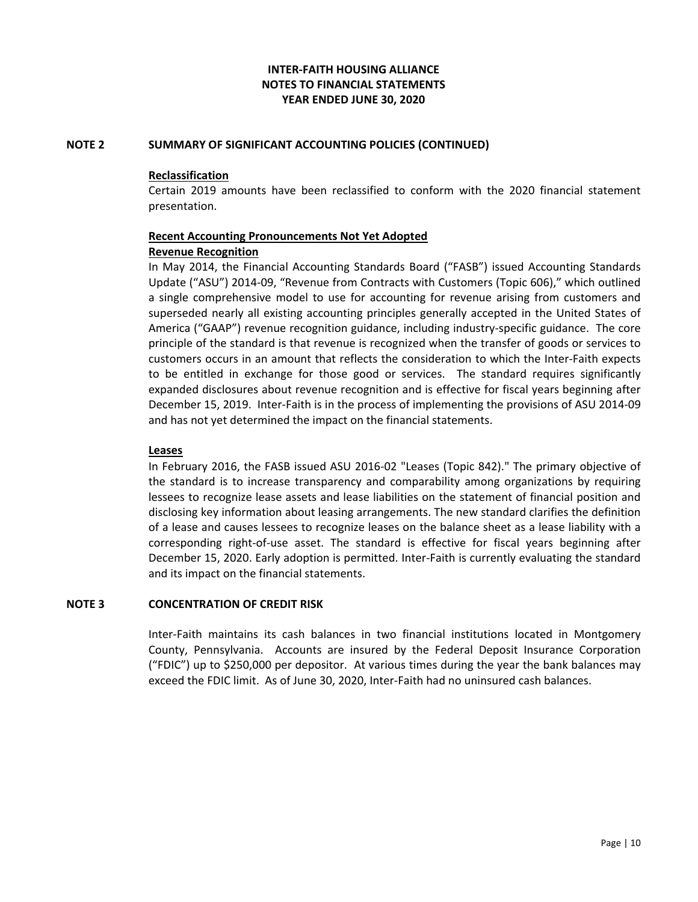# INTER-FAITH HOUSING ALLIANCE
## NOTES TO FINANCIAL STATEMENTS
## YEAR ENDED JUNE 30, 2020

### NOTE 2 SUMMARY OF SIGNIFICANT ACCOUNTING POLICIES (CONTINUED)

**Reclassification**

Certain 2019 amounts have been reclassified to conform with the 2020 financial statement presentation.

**Recent Accounting Pronouncements Not Yet Adopted**

**Revenue Recognition**

In May 2014, the Financial Accounting Standards Board ("FASB") issued Accounting Standards Update ("ASU") 2014-09, "Revenue from Contracts with Customers (Topic 606)," which outlined a single comprehensive model to use for accounting for revenue arising from customers and superseded nearly all existing accounting principles generally accepted in the United States of America ("GAAP") revenue recognition guidance, including industry-specific guidance. The core principle of the standard is that revenue is recognized when the transfer of goods or services to customers occurs in an amount that reflects the consideration to which the Inter-Faith expects to be entitled in exchange for those good or services. The standard requires significantly expanded disclosures about revenue recognition and is effective for fiscal years beginning after December 15, 2019. Inter-Faith is in the process of implementing the provisions of ASU 2014-09 and has not yet determined the impact on the financial statements.

**Leases**

In February 2016, the FASB issued ASU 2016-02 "Leases (Topic 842)." The primary objective of the standard is to increase transparency and comparability among organizations by requiring lessees to recognize lease assets and lease liabilities on the statement of financial position and disclosing key information about leasing arrangements. The new standard clarifies the definition of a lease and causes lessees to recognize leases on the balance sheet as a lease liability with a corresponding right-of-use asset. The standard is effective for fiscal years beginning after December 15, 2020. Early adoption is permitted. Inter-Faith is currently evaluating the standard and its impact on the financial statements.

### NOTE 3 CONCENTRATION OF CREDIT RISK

Inter-Faith maintains its cash balances in two financial institutions located in Montgomery County, Pennsylvania. Accounts are insured by the Federal Deposit Insurance Corporation ("FDIC") up to $250,000 per depositor. At various times during the year the bank balances may exceed the FDIC limit. As of June 30, 2020, Inter-Faith had no uninsured cash balances.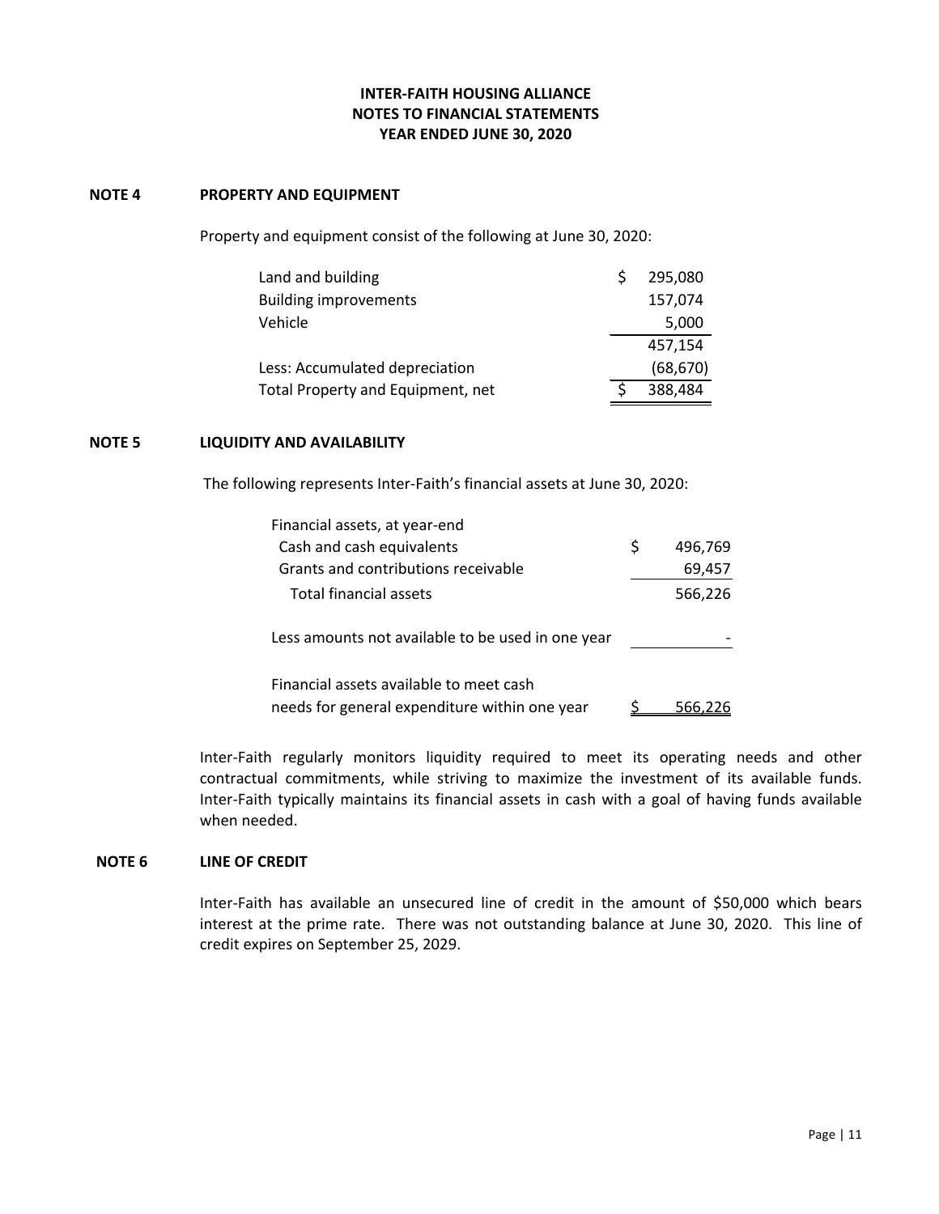**INTER-FAITH HOUSING ALLIANCE**
**NOTES TO FINANCIAL STATEMENTS**
**YEAR ENDED JUNE 30, 2020**

## NOTE 4 PROPERTY AND EQUIPMENT

Property and equipment consist of the following at June 30, 2020:

| | |
|---|---|
| Land and building | $ 295,080 |
| Building improvements | 157,074 |
| Vehicle | 5,000 |
| | 457,154 |
| Less: Accumulated depreciation | (68,670) |
| Total Property and Equipment, net | $ 388,484 |

## NOTE 5 LIQUIDITY AND AVAILABILITY

The following represents Inter-Faith's financial assets at June 30, 2020:

| | |
|---|---|
| Financial assets, at year-end | |
| Cash and cash equivalents | $ 496,769 |
| Grants and contributions receivable | 69,457 |
| Total financial assets | 566,226 |
| Less amounts not available to be used in one year | - |
| Financial assets available to meet cash needs for general expenditure within one year | $ 566,226 |

Inter-Faith regularly monitors liquidity required to meet its operating needs and other contractual commitments, while striving to maximize the investment of its available funds. Inter-Faith typically maintains its financial assets in cash with a goal of having funds available when needed.

## NOTE 6 LINE OF CREDIT

Inter-Faith has available an unsecured line of credit in the amount of $50,000 which bears interest at the prime rate. There was not outstanding balance at June 30, 2020. This line of credit expires on September 25, 2029.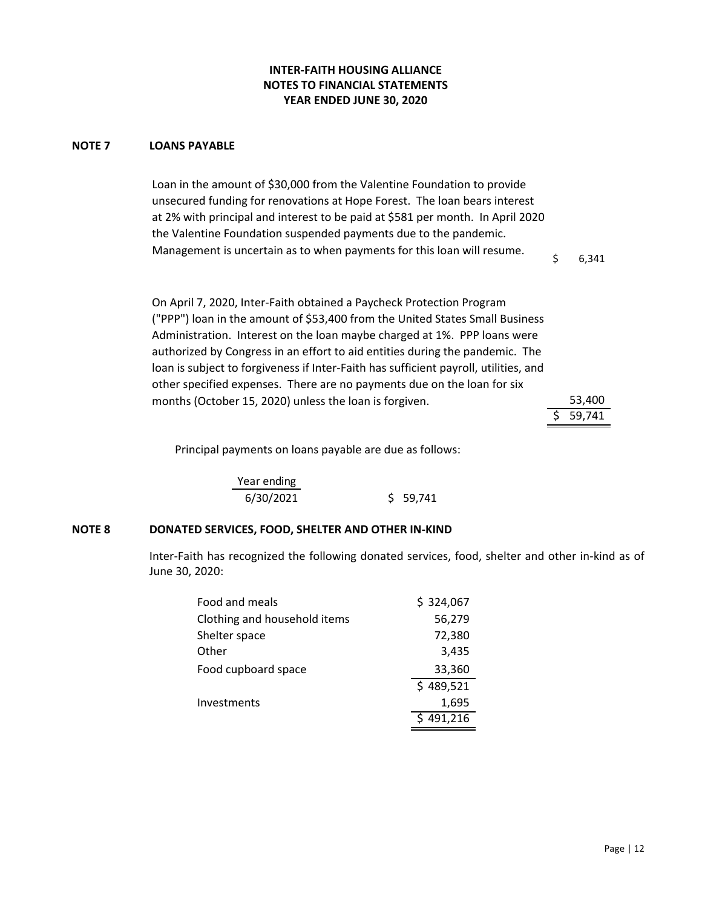# INTER-FAITH HOUSING ALLIANCE
## NOTES TO FINANCIAL STATEMENTS
## YEAR ENDED JUNE 30, 2020

### NOTE 7 LOANS PAYABLE

| | |
|---|---|
| Loan in the amount of $30,000 from the Valentine Foundation to provide unsecured funding for renovations at Hope Forest. The loan bears interest at 2% with principal and interest to be paid at $581 per month. In April 2020 the Valentine Foundation suspended payments due to the pandemic. Management is uncertain as to when payments for this loan will resume. | $ 6,341 |
| On April 7, 2020, Inter-Faith obtained a Paycheck Protection Program ("PPP") loan in the amount of $53,400 from the United States Small Business Administration. Interest on the loan maybe charged at 1%. PPP loans were authorized by Congress in an effort to aid entities during the pandemic. The loan is subject to forgiveness if Inter-Faith has sufficient payroll, utilities, and other specified expenses. There are no payments due on the loan for six months (October 15, 2020) unless the loan is forgiven. | 53,400 |
| | $ 59,741 |

Principal payments on loans payable are due as follows:

| Year ending | |
|---|---|
| 6/30/2021 | $ 59,741 |

### NOTE 8 DONATED SERVICES, FOOD, SHELTER AND OTHER IN-KIND

Inter-Faith has recognized the following donated services, food, shelter and other in-kind as of June 30, 2020:

| | |
|---|---|
| Food and meals | $ 324,067 |
| Clothing and household items | 56,279 |
| Shelter space | 72,380 |
| Other | 3,435 |
| Food cupboard space | 33,360 |
| | $ 489,521 |
| Investments | 1,695 |
| | $ 491,216 |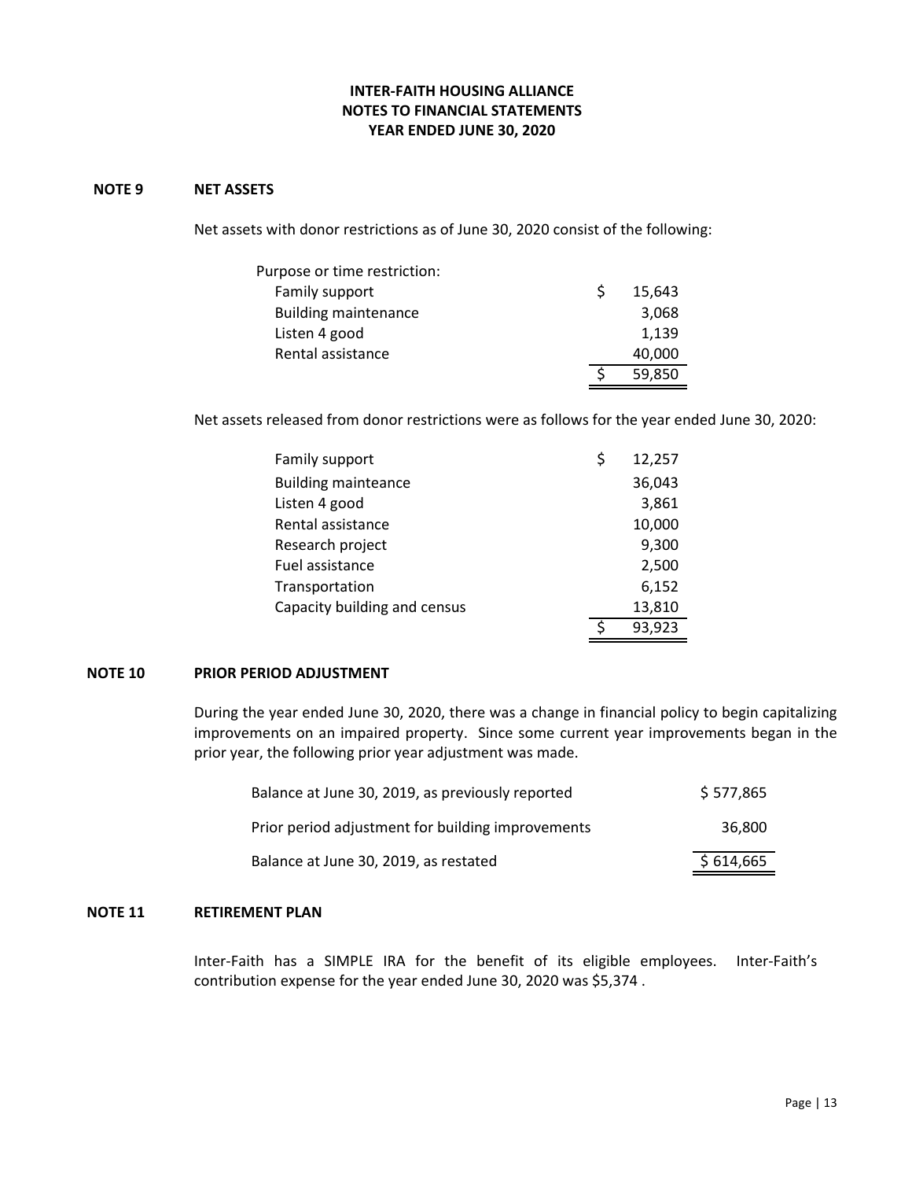# INTER-FAITH HOUSING ALLIANCE
## NOTES TO FINANCIAL STATEMENTS
## YEAR ENDED JUNE 30, 2020

### NOTE 9 NET ASSETS

Net assets with donor restrictions as of June 30, 2020 consist of the following:

| | |
|---|---|
| Purpose or time restriction: | |
| Family support | $ 15,643 |
| Building maintenance | 3,068 |
| Listen 4 good | 1,139 |
| Rental assistance | 40,000 |
| | $ 59,850 |

Net assets released from donor restrictions were as follows for the year ended June 30, 2020:

| | |
|---|---|
| Family support | $ 12,257 |
| Building mainteance | 36,043 |
| Listen 4 good | 3,861 |
| Rental assistance | 10,000 |
| Research project | 9,300 |
| Fuel assistance | 2,500 |
| Transportation | 6,152 |
| Capacity building and census | 13,810 |
| | $ 93,923 |

### NOTE 10 PRIOR PERIOD ADJUSTMENT

During the year ended June 30, 2020, there was a change in financial policy to begin capitalizing improvements on an impaired property. Since some current year improvements began in the prior year, the following prior year adjustment was made.

| | |
|---|---|
| Balance at June 30, 2019, as previously reported | $ 577,865 |
| Prior period adjustment for building improvements | 36,800 |
| Balance at June 30, 2019, as restated | $ 614,665 |

### NOTE 11 RETIREMENT PLAN

Inter-Faith has a SIMPLE IRA for the benefit of its eligible employees. Inter-Faith's contribution expense for the year ended June 30, 2020 was $5,374 .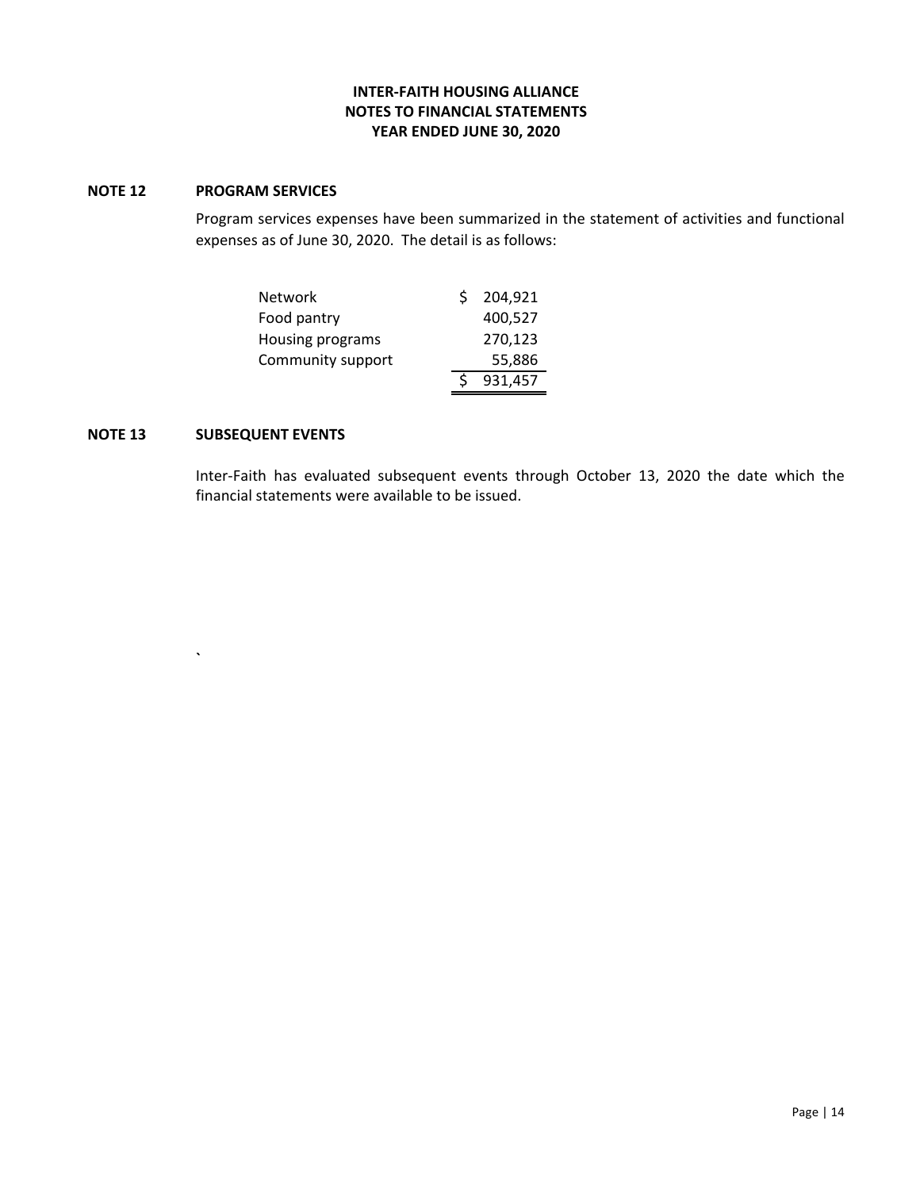**INTER-FAITH HOUSING ALLIANCE**
**NOTES TO FINANCIAL STATEMENTS**
**YEAR ENDED JUNE 30, 2020**

## NOTE 12 PROGRAM SERVICES

Program services expenses have been summarized in the statement of activities and functional expenses as of June 30, 2020. The detail is as follows:

| | |
|---|---|
| Network | $ 204,921 |
| Food pantry | 400,527 |
| Housing programs | 270,123 |
| Community support | 55,886 |
| | $ 931,457 |

## NOTE 13 SUBSEQUENT EVENTS

Inter-Faith has evaluated subsequent events through October 13, 2020 the date which the financial statements were available to be issued.

`